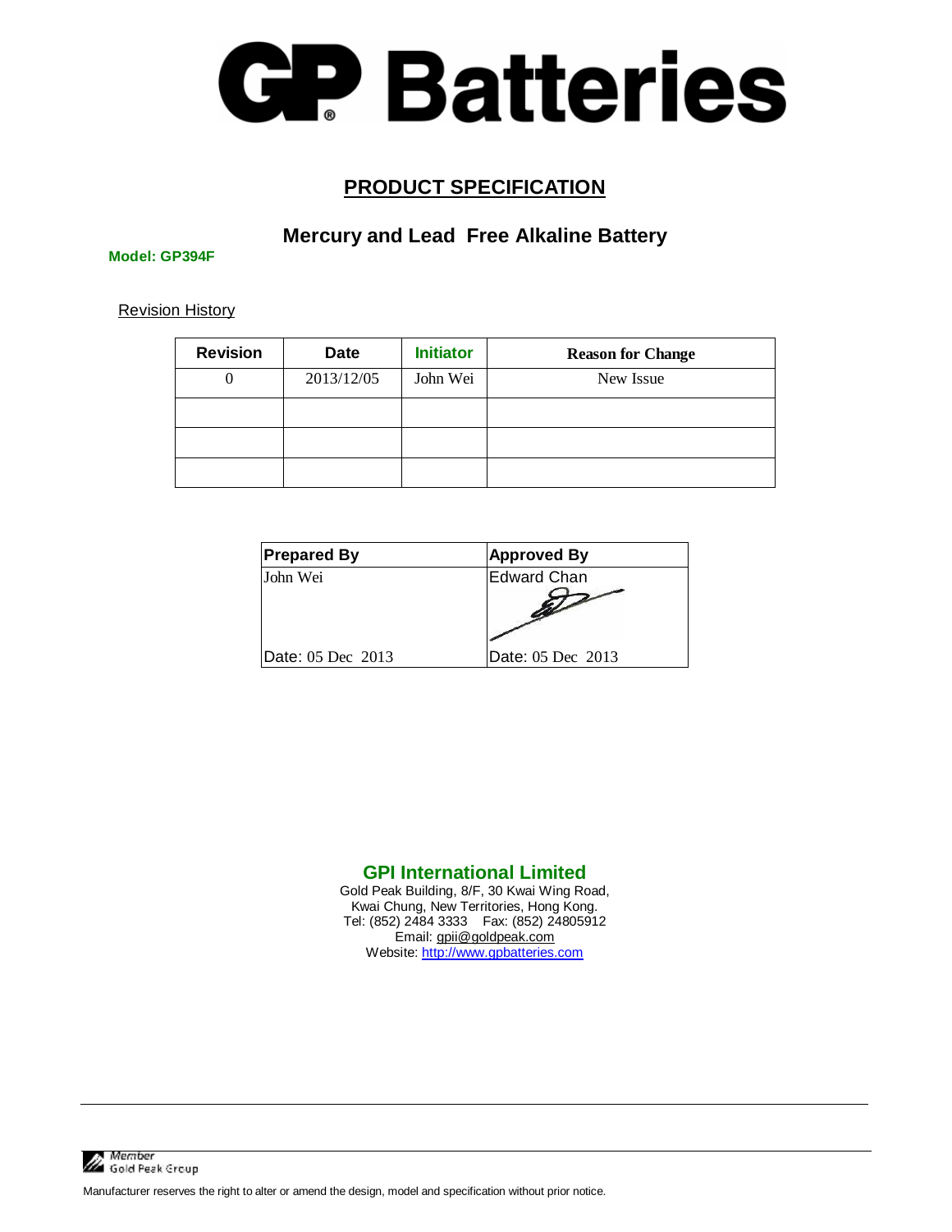# GP Batteries

## PRODUCT SPECIFICATION

### Mercury and Lead Free Alkaline Battery

**Model: GP394F**

Revision History

| Revision | Date | Initiator | Reason for Change |
|---|---|---|---|
| 0 | 2013/12/05 | John Wei | New Issue |
| | | | |
| | | | |
| | | | |

| Prepared By | Approved By |
|---|---|
| John Wei | Edward Chan |
| Date: 05 Dec 2013 | Date: 05 Dec 2013 |

**GPI International Limited**

Gold Peak Building, 8/F, 30 Kwai Wing Road,
Kwai Chung, New Territories, Hong Kong.
Tel: (852) 2484 3333 Fax: (852) 24805912
Email: gpii@goldpeak.com
Website: http://www.gpbatteries.com

Member Gold Peak Group

Manufacturer reserves the right to alter or amend the design, model and specification without prior notice.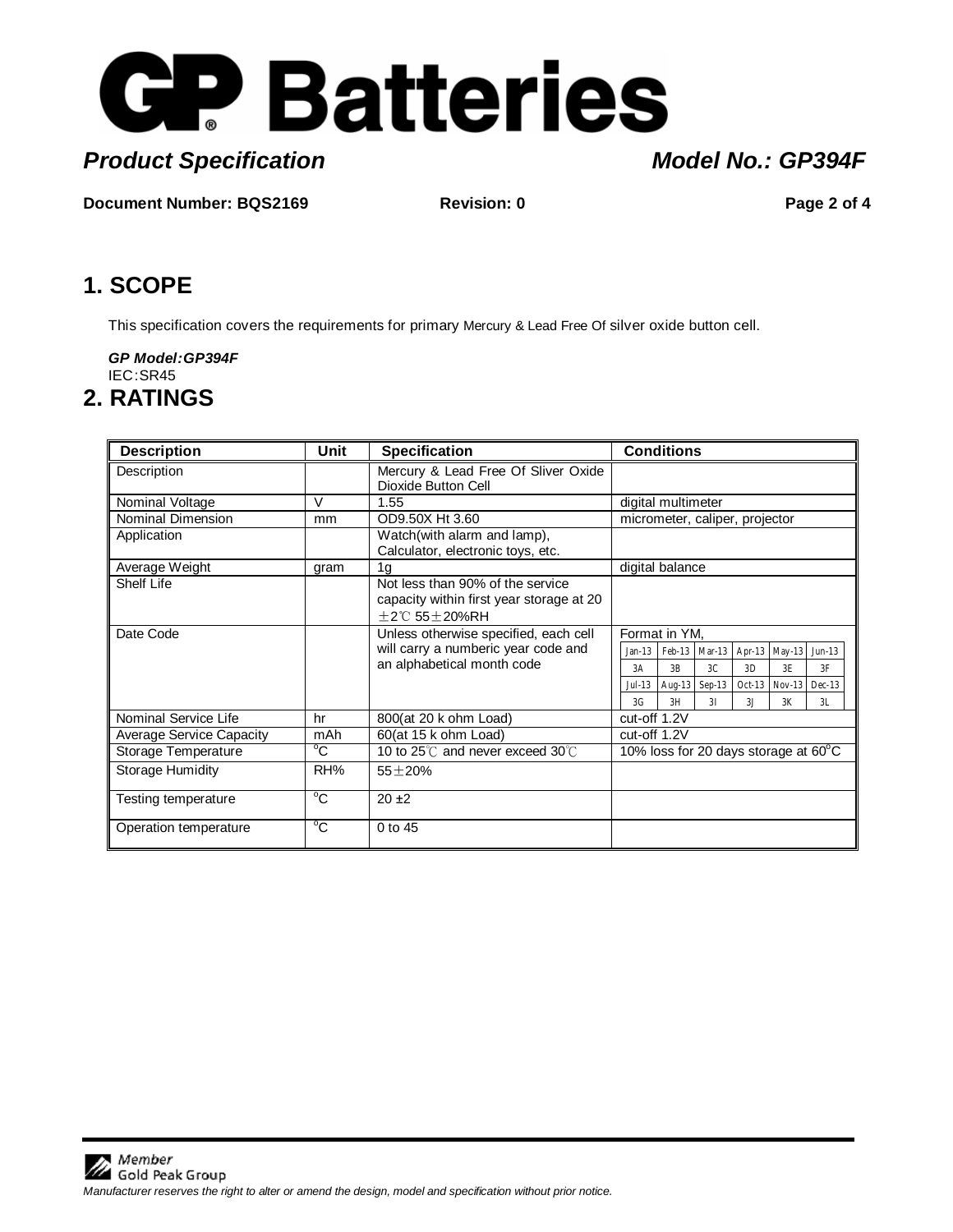# GP Batteries

***Product Specification*** ***Model No.: GP394F***

**Document Number: BQS2169** **Revision: 0**

## 1. SCOPE

This specification covers the requirements for primary Mercury & Lead Free Of silver oxide button cell.

***GP Model:GP394F***
IEC:SR45

## 2. RATINGS

| Description | Unit | Specification | Conditions |
|---|---|---|---|
| Description | | Mercury & Lead Free Of Sliver Oxide Dioxide Button Cell | |
| Nominal Voltage | V | 1.55 | digital multimeter |
| Nominal Dimension | mm | OD9.50X Ht 3.60 | micrometer, caliper, projector |
| Application | | Watch(with alarm and lamp), Calculator, electronic toys, etc. | |
| Average Weight | gram | 1g | digital balance |
| Shelf Life | | Not less than 90% of the service capacity within first year storage at 20 ±2℃ 55±20%RH | |
| Date Code | | Unless otherwise specified, each cell will carry a numberic year code and an alphabetical month code | Format in YM, Jan-13: 3A, Feb-13: 3B, Mar-13: 3C, Apr-13: 3D, May-13: 3E, Jun-13: 3F, Jul-13: 3G, Aug-13: 3H, Sep-13: 3I, Oct-13: 3J, Nov-13: 3K, Dec-13: 3L |
| Nominal Service Life | hr | 800(at 20 k ohm Load) | cut-off 1.2V |
| Average Service Capacity | mAh | 60(at 15 k ohm Load) | cut-off 1.2V |
| Storage Temperature | °C | 10 to 25℃ and never exceed 30℃ | 10% loss for 20 days storage at 60°C |
| Storage Humidity | RH% | 55±20% | |
| Testing temperature | °C | 20 ±2 | |
| Operation temperature | °C | 0 to 45 | |

Member Gold Peak Group

*Manufacturer reserves the right to alter or amend the design, model and specification without prior notice.*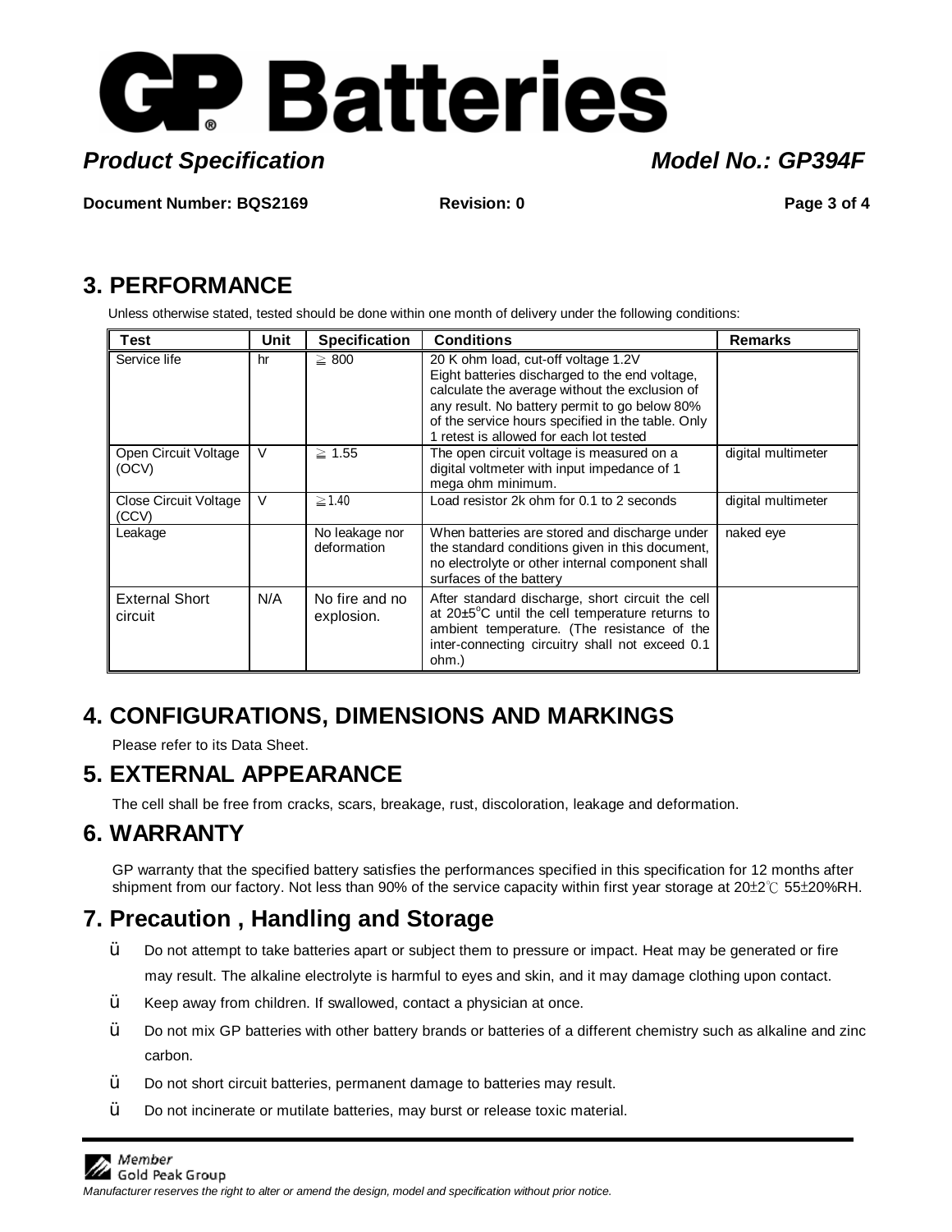# 3. PERFORMANCE

Unless otherwise stated, tested should be done within one month of delivery under the following conditions:

| Test | Unit | Specification | Conditions | Remarks |
|---|---|---|---|---|
| Service life | hr | ≧ 800 | 20 K ohm load, cut-off voltage 1.2V<br>Eight batteries discharged to the end voltage, calculate the average without the exclusion of any result. No battery permit to go below 80% of the service hours specified in the table. Only 1 retest is allowed for each lot tested | |
| Open Circuit Voltage (OCV) | V | ≧ 1.55 | The open circuit voltage is measured on a digital voltmeter with input impedance of 1 mega ohm minimum. | digital multimeter |
| Close Circuit Voltage (CCV) | V | ≧1.40 | Load resistor 2k ohm for 0.1 to 2 seconds | digital multimeter |
| Leakage | | No leakage nor deformation | When batteries are stored and discharge under the standard conditions given in this document, no electrolyte or other internal component shall surfaces of the battery | naked eye |
| External Short circuit | N/A | No fire and no explosion. | After standard discharge, short circuit the cell at 20±5°C until the cell temperature returns to ambient temperature. (The resistance of the inter-connecting circuitry shall not exceed 0.1 ohm.) | |

# 4. CONFIGURATIONS, DIMENSIONS AND MARKINGS

Please refer to its Data Sheet.

# 5. EXTERNAL APPEARANCE

The cell shall be free from cracks, scars, breakage, rust, discoloration, leakage and deformation.

# 6. WARRANTY

GP warranty that the specified battery satisfies the performances specified in this specification for 12 months after shipment from our factory. Not less than 90% of the service capacity within first year storage at 20±2℃ 55±20%RH.

# 7. Precaution , Handling and Storage

- Do not attempt to take batteries apart or subject them to pressure or impact. Heat may be generated or fire may result. The alkaline electrolyte is harmful to eyes and skin, and it may damage clothing upon contact.
- Keep away from children. If swallowed, contact a physician at once.
- Do not mix GP batteries with other battery brands or batteries of a different chemistry such as alkaline and zinc carbon.
- Do not short circuit batteries, permanent damage to batteries may result.
- Do not incinerate or mutilate batteries, may burst or release toxic material.

Member Gold Peak Group

*Manufacturer reserves the right to alter or amend the design, model and specification without prior notice.*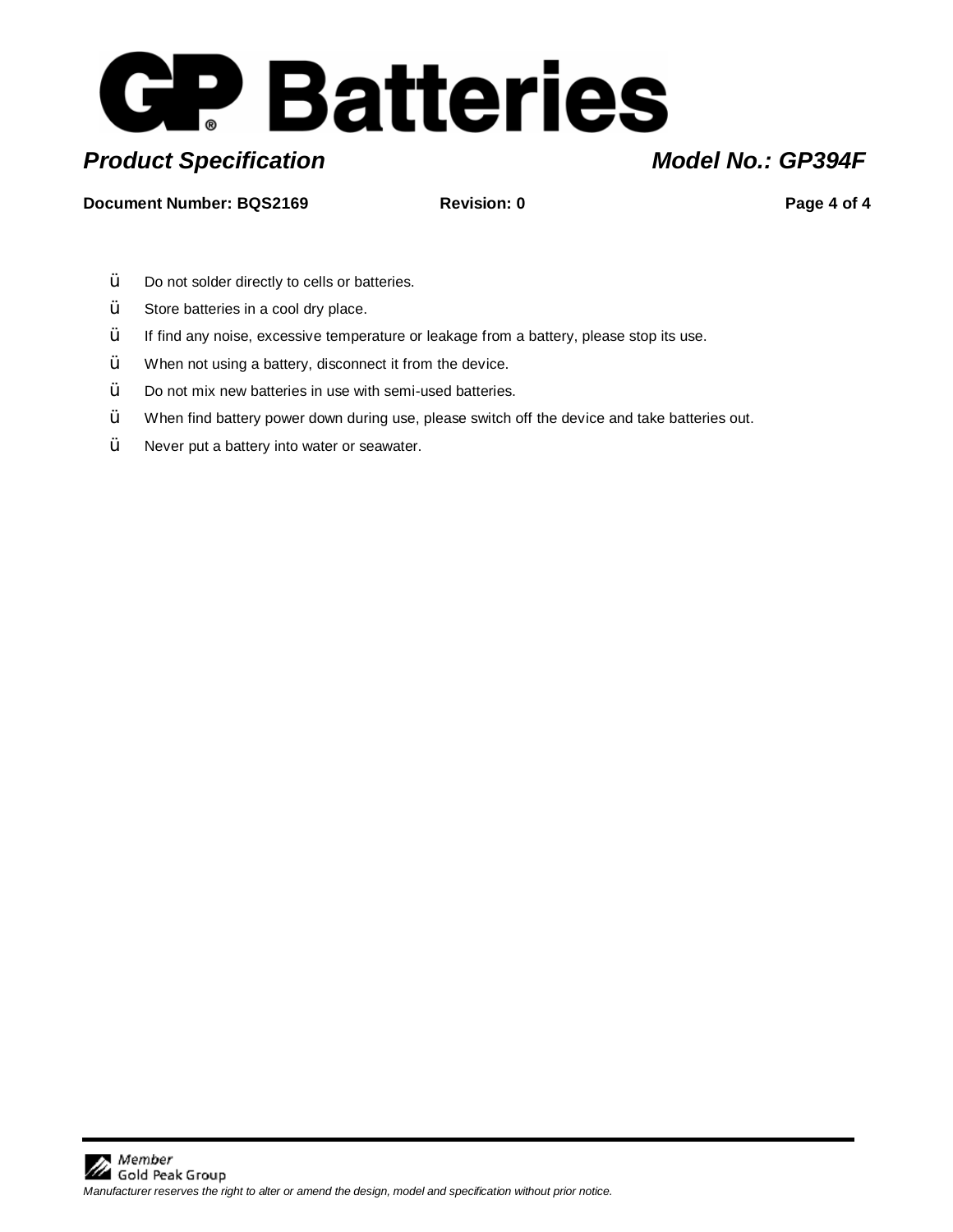- Do not solder directly to cells or batteries.
- Store batteries in a cool dry place.
- If find any noise, excessive temperature or leakage from a battery, please stop its use.
- When not using a battery, disconnect it from the device.
- Do not mix new batteries in use with semi-used batteries.
- When find battery power down during use, please switch off the device and take batteries out.
- Never put a battery into water or seawater.